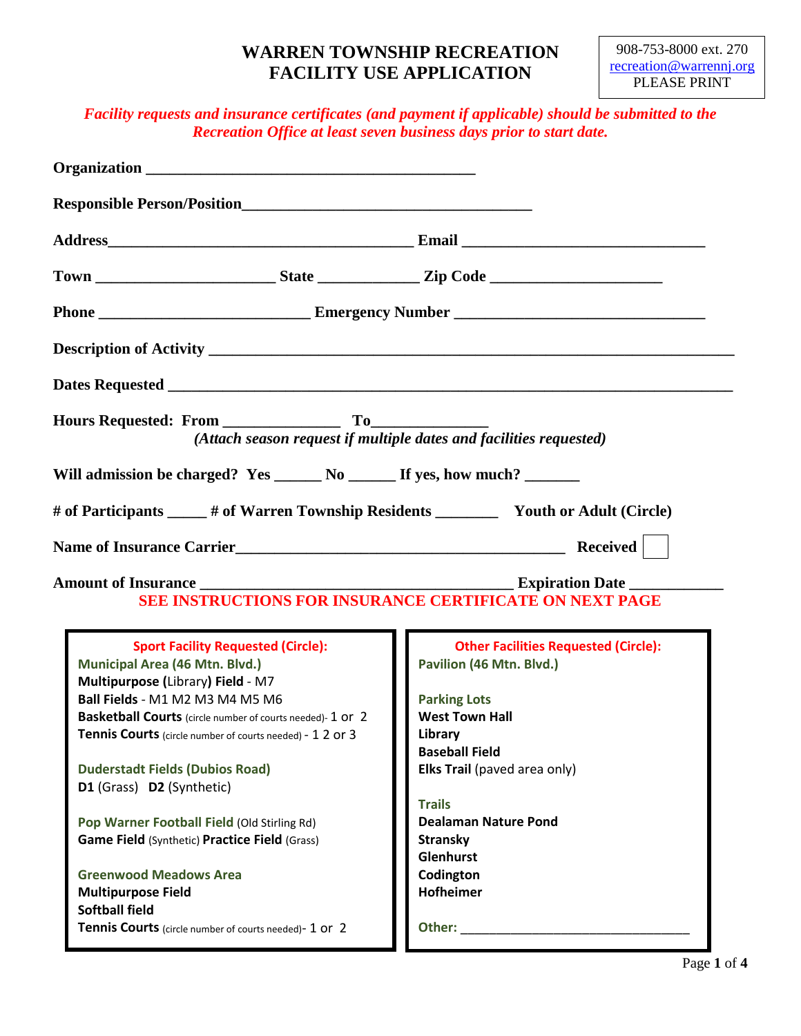# WARREN TOWNSHIP RECREATION
# FACILITY USE APPLICATION

908-753-8000 ext. 270
recreation@warrennj.org
PLEASE PRINT

***Facility requests and insurance certificates (and payment if applicable) should be submitted to the Recreation Office at least seven business days prior to start date.***

**Organization** ___________________________________________

**Responsible Person/Position**_____________________________________

**Address**_______________________________________ **Email** ________________________________

**Town** _______________________ **State** _____________ **Zip Code** ______________________

**Phone** ___________________________ **Emergency Number** ________________________________

**Description of Activity** ____________________________________________________________________

**Dates Requested** _________________________________________________________________________

**Hours Requested: From** _______________ **To**_______________

*(Attach season request if multiple dates and facilities requested)*

**Will admission be charged? Yes** ______ **No** ______ **If yes, how much?** _______

**# of Participants** _____ **# of Warren Township Residents** ________ **Youth or Adult (Circle)**

**Name of Insurance Carrier**___________________________________________ **Received** ☐

**Amount of Insurance** ________________________________________ **Expiration Date** ____________

**SEE INSTRUCTIONS FOR INSURANCE CERTIFICATE ON NEXT PAGE**

**Sport Facility Requested (Circle):**

**Municipal Area (46 Mtn. Blvd.)**
**Multipurpose (**Library**) Field** - M7
**Ball Fields** - M1 M2 M3 M4 M5 M6
**Basketball Courts** (circle number of courts needed)- 1 or 2
**Tennis Courts** (circle number of courts needed) - 1 2 or 3

**Duderstadt Fields (Dubios Road)**
**D1** (Grass) **D2** (Synthetic)

**Pop Warner Football Field** (Old Stirling Rd)
**Game Field** (Synthetic) **Practice Field** (Grass)

**Greenwood Meadows Area**
**Multipurpose Field**
**Softball field**
**Tennis Courts** (circle number of courts needed)- 1 or 2

**Other Facilities Requested (Circle):**

**Pavilion (46 Mtn. Blvd.)**

**Parking Lots**
**West Town Hall**
**Library**
**Baseball Field**
**Elks Trail** (paved area only)

**Trails**
**Dealaman Nature Pond**
**Stransky**
**Glenhurst**
**Codington**
**Hofheimer**

**Other:** ________________________________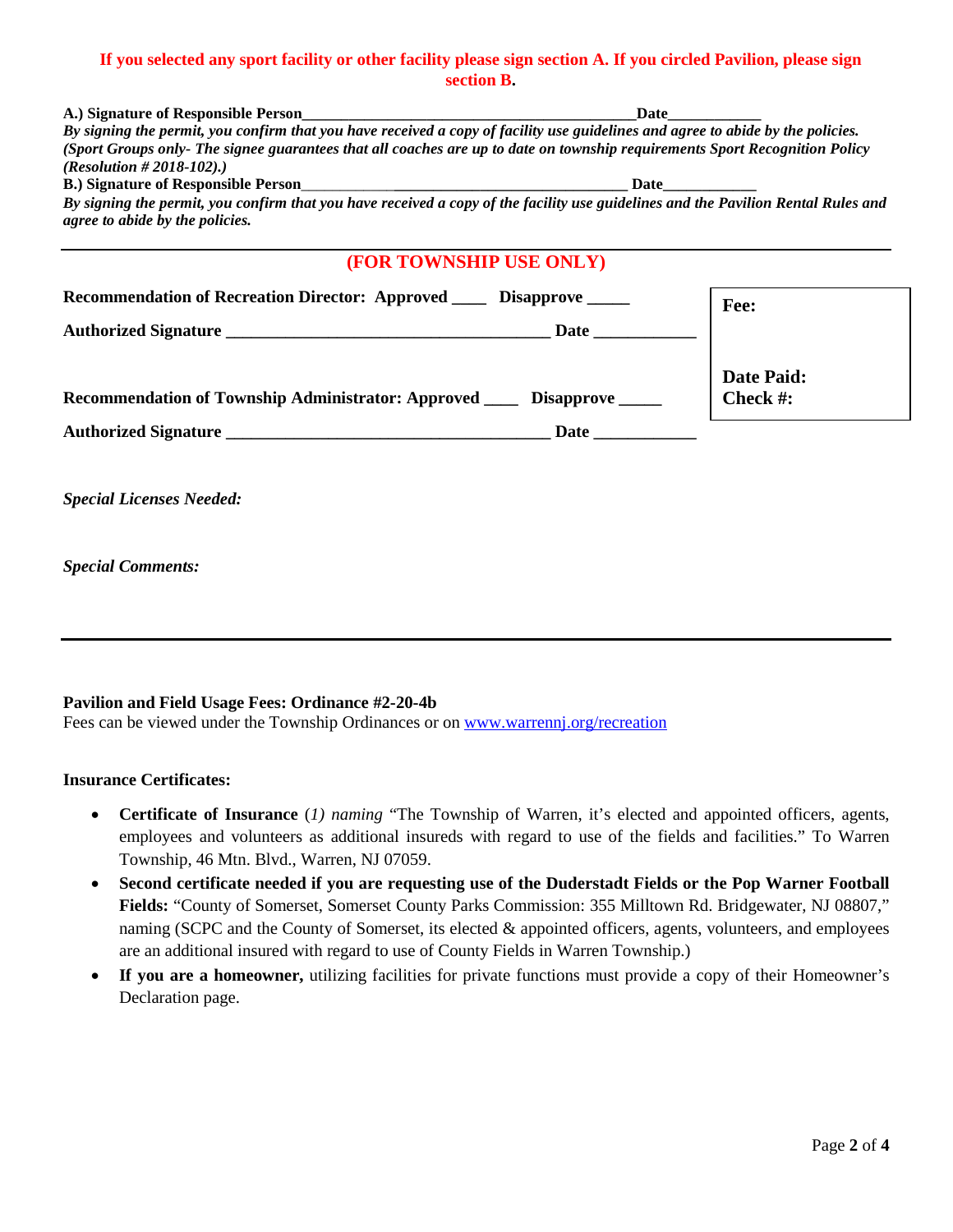**If you selected any sport facility or other facility please sign section A. If you circled Pavilion, please sign section B.**

**A.) Signature of Responsible Person**_____________________________________________**Date**____________

***By signing the permit, you confirm that you have received a copy of facility use guidelines and agree to abide by the policies. (Sport Groups only- The signee guarantees that all coaches are up to date on township requirements Sport Recognition Policy (Resolution # 2018-102).)***

**B.) Signature of Responsible Person**_____________________________________________ **Date**____________

***By signing the permit, you confirm that you have received a copy of the facility use guidelines and the Pavilion Rental Rules and agree to abide by the policies.***

---

## (FOR TOWNSHIP USE ONLY)

**Recommendation of Recreation Director: Approved ____ Disapprove _____**

**Authorized Signature ________________________________________ Date ____________**

**Recommendation of Township Administrator: Approved ____ Disapprove _____**

**Authorized Signature ________________________________________ Date ____________**

**Fee:**

**Date Paid:**
**Check #:**

***Special Licenses Needed:***

***Special Comments:***

---

**Pavilion and Field Usage Fees: Ordinance #2-20-4b**
Fees can be viewed under the Township Ordinances or on www.warrennj.org/recreation

**Insurance Certificates:**

- **Certificate of Insurance** (*1) naming* "The Township of Warren, it's elected and appointed officers, agents, employees and volunteers as additional insureds with regard to use of the fields and facilities." To Warren Township, 46 Mtn. Blvd., Warren, NJ 07059.
- **Second certificate needed if you are requesting use of the Duderstadt Fields or the Pop Warner Football Fields:** "County of Somerset, Somerset County Parks Commission: 355 Milltown Rd. Bridgewater, NJ 08807," naming (SCPC and the County of Somerset, its elected & appointed officers, agents, volunteers, and employees are an additional insured with regard to use of County Fields in Warren Township.)
- **If you are a homeowner,** utilizing facilities for private functions must provide a copy of their Homeowner's Declaration page.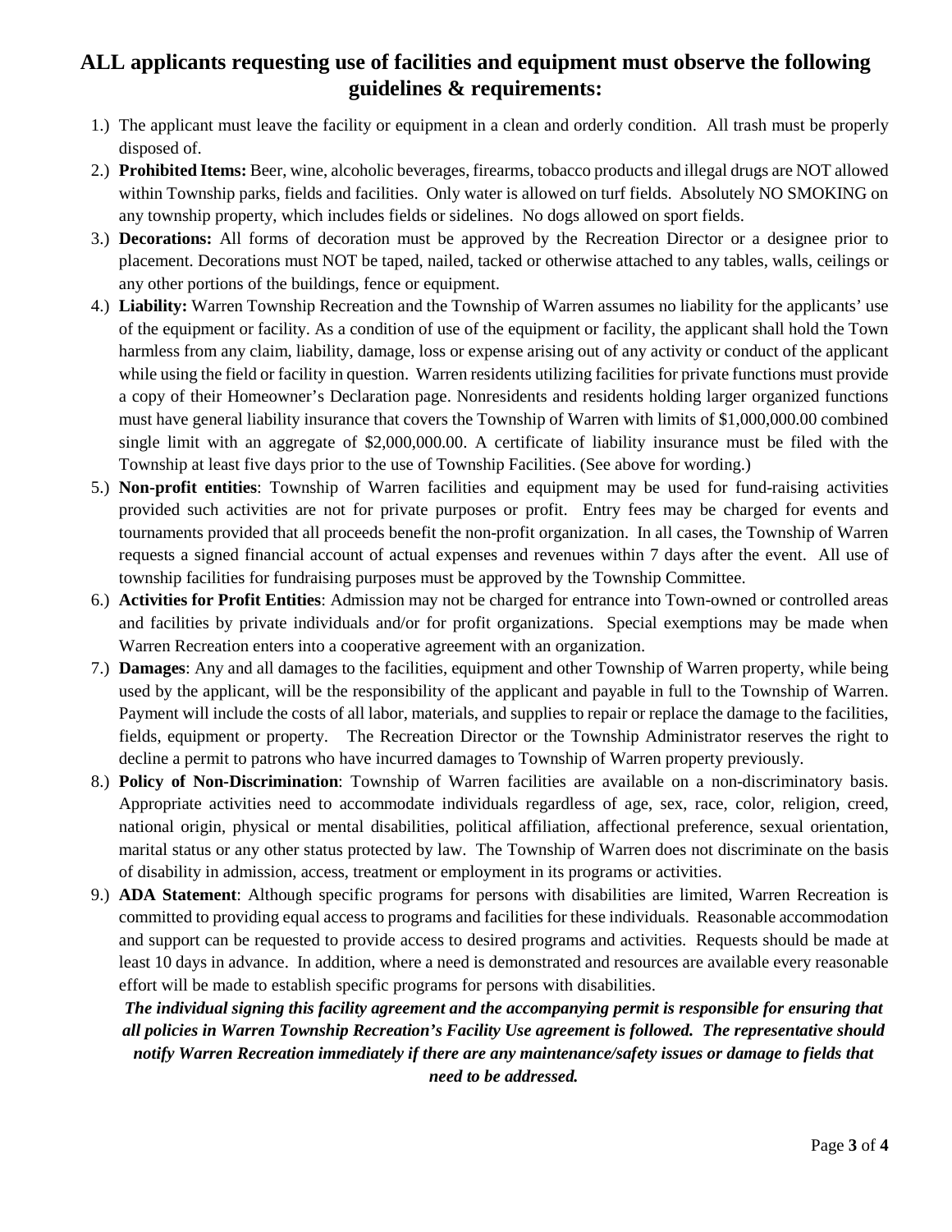## ALL applicants requesting use of facilities and equipment must observe the following guidelines & requirements:

1.) The applicant must leave the facility or equipment in a clean and orderly condition. All trash must be properly disposed of.

2.) **Prohibited Items:** Beer, wine, alcoholic beverages, firearms, tobacco products and illegal drugs are NOT allowed within Township parks, fields and facilities. Only water is allowed on turf fields. Absolutely NO SMOKING on any township property, which includes fields or sidelines. No dogs allowed on sport fields.

3.) **Decorations:** All forms of decoration must be approved by the Recreation Director or a designee prior to placement. Decorations must NOT be taped, nailed, tacked or otherwise attached to any tables, walls, ceilings or any other portions of the buildings, fence or equipment.

4.) **Liability:** Warren Township Recreation and the Township of Warren assumes no liability for the applicants' use of the equipment or facility. As a condition of use of the equipment or facility, the applicant shall hold the Town harmless from any claim, liability, damage, loss or expense arising out of any activity or conduct of the applicant while using the field or facility in question. Warren residents utilizing facilities for private functions must provide a copy of their Homeowner's Declaration page. Nonresidents and residents holding larger organized functions must have general liability insurance that covers the Township of Warren with limits of $1,000,000.00 combined single limit with an aggregate of $2,000,000.00. A certificate of liability insurance must be filed with the Township at least five days prior to the use of Township Facilities. (See above for wording.)

5.) **Non-profit entities**: Township of Warren facilities and equipment may be used for fund-raising activities provided such activities are not for private purposes or profit. Entry fees may be charged for events and tournaments provided that all proceeds benefit the non-profit organization. In all cases, the Township of Warren requests a signed financial account of actual expenses and revenues within 7 days after the event. All use of township facilities for fundraising purposes must be approved by the Township Committee.

6.) **Activities for Profit Entities**: Admission may not be charged for entrance into Town-owned or controlled areas and facilities by private individuals and/or for profit organizations. Special exemptions may be made when Warren Recreation enters into a cooperative agreement with an organization.

7.) **Damages**: Any and all damages to the facilities, equipment and other Township of Warren property, while being used by the applicant, will be the responsibility of the applicant and payable in full to the Township of Warren. Payment will include the costs of all labor, materials, and supplies to repair or replace the damage to the facilities, fields, equipment or property. The Recreation Director or the Township Administrator reserves the right to decline a permit to patrons who have incurred damages to Township of Warren property previously.

8.) **Policy of Non-Discrimination**: Township of Warren facilities are available on a non-discriminatory basis. Appropriate activities need to accommodate individuals regardless of age, sex, race, color, religion, creed, national origin, physical or mental disabilities, political affiliation, affectional preference, sexual orientation, marital status or any other status protected by law. The Township of Warren does not discriminate on the basis of disability in admission, access, treatment or employment in its programs or activities.

9.) **ADA Statement**: Although specific programs for persons with disabilities are limited, Warren Recreation is committed to providing equal access to programs and facilities for these individuals. Reasonable accommodation and support can be requested to provide access to desired programs and activities. Requests should be made at least 10 days in advance. In addition, where a need is demonstrated and resources are available every reasonable effort will be made to establish specific programs for persons with disabilities.

***The individual signing this facility agreement and the accompanying permit is responsible for ensuring that all policies in Warren Township Recreation's Facility Use agreement is followed. The representative should notify Warren Recreation immediately if there are any maintenance/safety issues or damage to fields that need to be addressed.***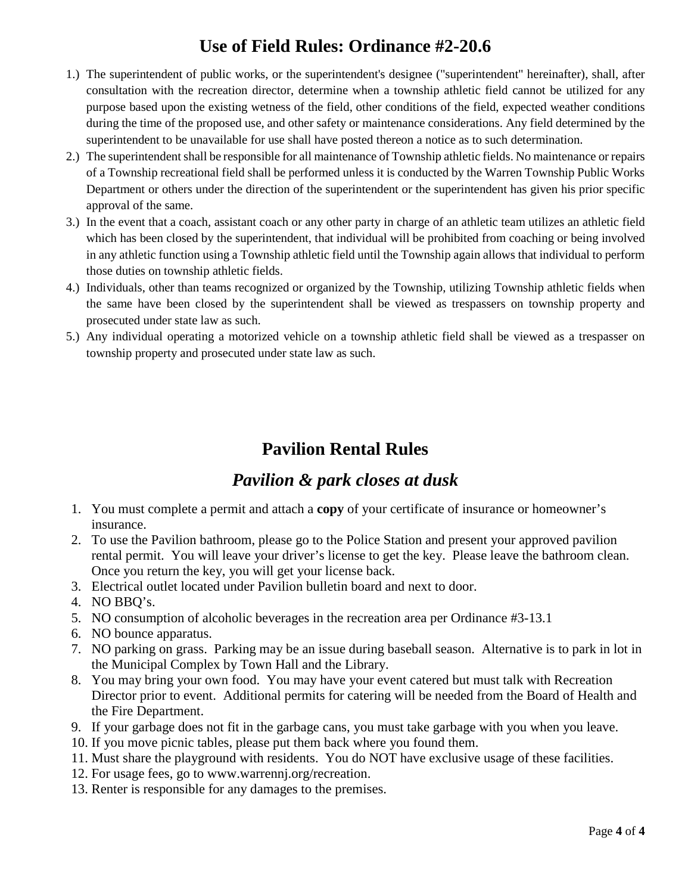# Use of Field Rules: Ordinance #2-20.6

1.) The superintendent of public works, or the superintendent's designee ("superintendent" hereinafter), shall, after consultation with the recreation director, determine when a township athletic field cannot be utilized for any purpose based upon the existing wetness of the field, other conditions of the field, expected weather conditions during the time of the proposed use, and other safety or maintenance considerations. Any field determined by the superintendent to be unavailable for use shall have posted thereon a notice as to such determination.

2.) The superintendent shall be responsible for all maintenance of Township athletic fields. No maintenance or repairs of a Township recreational field shall be performed unless it is conducted by the Warren Township Public Works Department or others under the direction of the superintendent or the superintendent has given his prior specific approval of the same.

3.) In the event that a coach, assistant coach or any other party in charge of an athletic team utilizes an athletic field which has been closed by the superintendent, that individual will be prohibited from coaching or being involved in any athletic function using a Township athletic field until the Township again allows that individual to perform those duties on township athletic fields.

4.) Individuals, other than teams recognized or organized by the Township, utilizing Township athletic fields when the same have been closed by the superintendent shall be viewed as trespassers on township property and prosecuted under state law as such.

5.) Any individual operating a motorized vehicle on a township athletic field shall be viewed as a trespasser on township property and prosecuted under state law as such.

# Pavilion Rental Rules

## *Pavilion & park closes at dusk*

1. You must complete a permit and attach a **copy** of your certificate of insurance or homeowner's insurance.
2. To use the Pavilion bathroom, please go to the Police Station and present your approved pavilion rental permit. You will leave your driver's license to get the key. Please leave the bathroom clean. Once you return the key, you will get your license back.
3. Electrical outlet located under Pavilion bulletin board and next to door.
4. NO BBQ's.
5. NO consumption of alcoholic beverages in the recreation area per Ordinance #3-13.1
6. NO bounce apparatus.
7. NO parking on grass. Parking may be an issue during baseball season. Alternative is to park in lot in the Municipal Complex by Town Hall and the Library.
8. You may bring your own food. You may have your event catered but must talk with Recreation Director prior to event. Additional permits for catering will be needed from the Board of Health and the Fire Department.
9. If your garbage does not fit in the garbage cans, you must take garbage with you when you leave.
10. If you move picnic tables, please put them back where you found them.
11. Must share the playground with residents. You do NOT have exclusive usage of these facilities.
12. For usage fees, go to www.warrennj.org/recreation.
13. Renter is responsible for any damages to the premises.